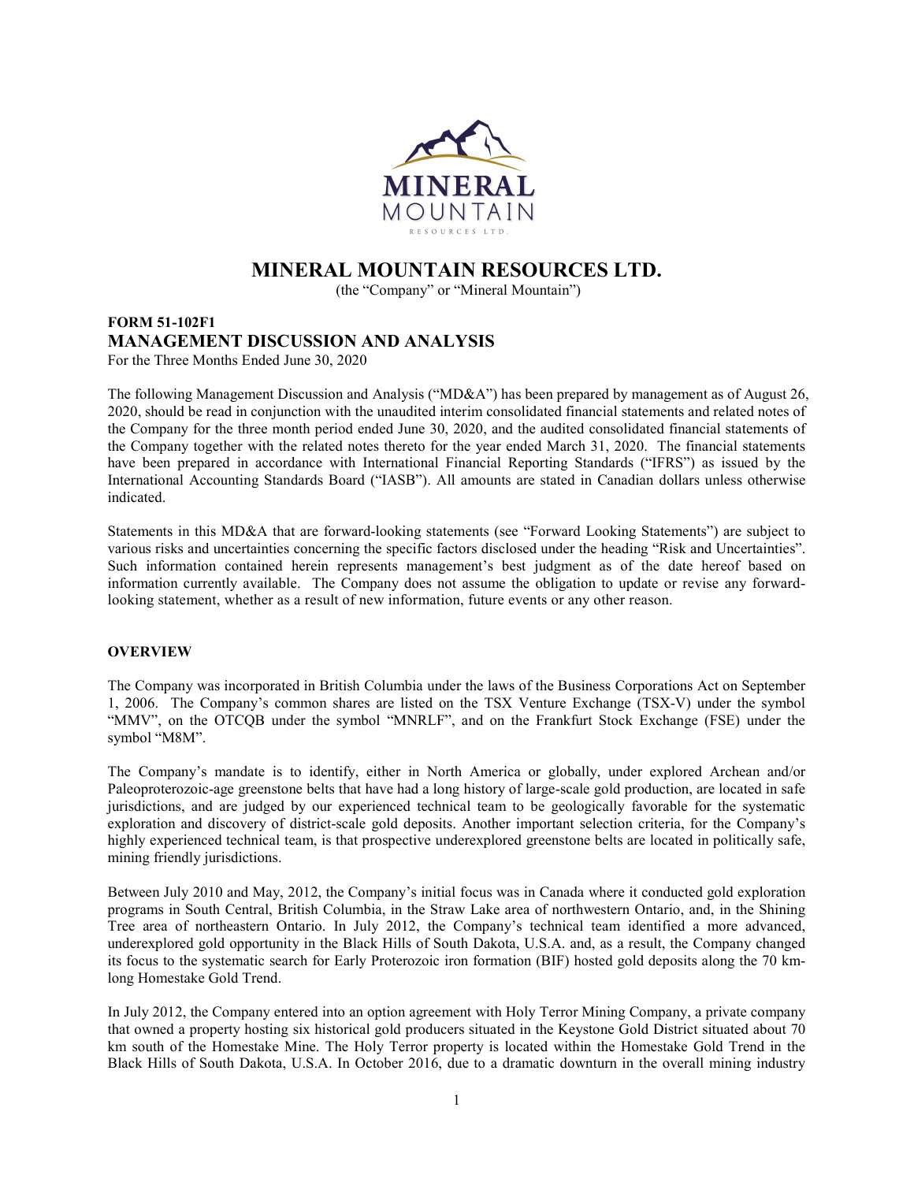# MINERAL MOUNTAIN RESOURCES LTD.

(the "Company" or "Mineral Mountain")

## FORM 51-102F1
## MANAGEMENT DISCUSSION AND ANALYSIS

For the Three Months Ended June 30, 2020

The following Management Discussion and Analysis ("MD&A") has been prepared by management as of August 26, 2020, should be read in conjunction with the unaudited interim consolidated financial statements and related notes of the Company for the three month period ended June 30, 2020, and the audited consolidated financial statements of the Company together with the related notes thereto for the year ended March 31, 2020. The financial statements have been prepared in accordance with International Financial Reporting Standards ("IFRS") as issued by the International Accounting Standards Board ("IASB"). All amounts are stated in Canadian dollars unless otherwise indicated.

Statements in this MD&A that are forward-looking statements (see "Forward Looking Statements") are subject to various risks and uncertainties concerning the specific factors disclosed under the heading "Risk and Uncertainties". Such information contained herein represents management's best judgment as of the date hereof based on information currently available. The Company does not assume the obligation to update or revise any forward-looking statement, whether as a result of new information, future events or any other reason.

### OVERVIEW

The Company was incorporated in British Columbia under the laws of the Business Corporations Act on September 1, 2006. The Company's common shares are listed on the TSX Venture Exchange (TSX-V) under the symbol "MMV", on the OTCQB under the symbol "MNRLF", and on the Frankfurt Stock Exchange (FSE) under the symbol "M8M".

The Company's mandate is to identify, either in North America or globally, under explored Archean and/or Paleoproterozoic-age greenstone belts that have had a long history of large-scale gold production, are located in safe jurisdictions, and are judged by our experienced technical team to be geologically favorable for the systematic exploration and discovery of district-scale gold deposits. Another important selection criteria, for the Company's highly experienced technical team, is that prospective underexplored greenstone belts are located in politically safe, mining friendly jurisdictions.

Between July 2010 and May, 2012, the Company's initial focus was in Canada where it conducted gold exploration programs in South Central, British Columbia, in the Straw Lake area of northwestern Ontario, and, in the Shining Tree area of northeastern Ontario. In July 2012, the Company's technical team identified a more advanced, underexplored gold opportunity in the Black Hills of South Dakota, U.S.A. and, as a result, the Company changed its focus to the systematic search for Early Proterozoic iron formation (BIF) hosted gold deposits along the 70 km-long Homestake Gold Trend.

In July 2012, the Company entered into an option agreement with Holy Terror Mining Company, a private company that owned a property hosting six historical gold producers situated in the Keystone Gold District situated about 70 km south of the Homestake Mine. The Holy Terror property is located within the Homestake Gold Trend in the Black Hills of South Dakota, U.S.A. In October 2016, due to a dramatic downturn in the overall mining industry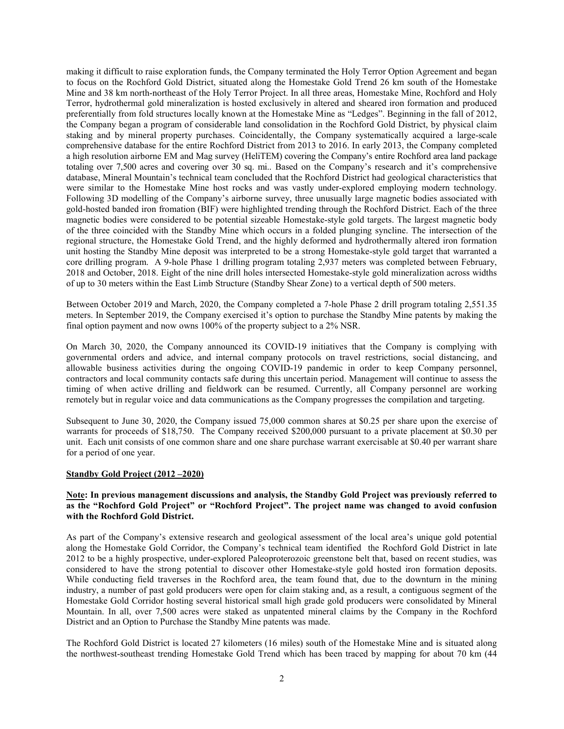making it difficult to raise exploration funds, the Company terminated the Holy Terror Option Agreement and began to focus on the Rochford Gold District, situated along the Homestake Gold Trend 26 km south of the Homestake Mine and 38 km north-northeast of the Holy Terror Project. In all three areas, Homestake Mine, Rochford and Holy Terror, hydrothermal gold mineralization is hosted exclusively in altered and sheared iron formation and produced preferentially from fold structures locally known at the Homestake Mine as "Ledges". Beginning in the fall of 2012, the Company began a program of considerable land consolidation in the Rochford Gold District, by physical claim staking and by mineral property purchases. Coincidentally, the Company systematically acquired a large-scale comprehensive database for the entire Rochford District from 2013 to 2016. In early 2013, the Company completed a high resolution airborne EM and Mag survey (HeliTEM) covering the Company's entire Rochford area land package totaling over 7,500 acres and covering over 30 sq. mi.. Based on the Company's research and it's comprehensive database, Mineral Mountain's technical team concluded that the Rochford District had geological characteristics that were similar to the Homestake Mine host rocks and was vastly under-explored employing modern technology. Following 3D modelling of the Company's airborne survey, three unusually large magnetic bodies associated with gold-hosted banded iron fromation (BIF) were highlighted trending through the Rochford District. Each of the three magnetic bodies were considered to be potential sizeable Homestake-style gold targets. The largest magnetic body of the three coincided with the Standby Mine which occurs in a folded plunging syncline. The intersection of the regional structure, the Homestake Gold Trend, and the highly deformed and hydrothermally altered iron formation unit hosting the Standby Mine deposit was interpreted to be a strong Homestake-style gold target that warranted a core drilling program. A 9-hole Phase 1 drilling program totaling 2,937 meters was completed between February, 2018 and October, 2018. Eight of the nine drill holes intersected Homestake-style gold mineralization across widths of up to 30 meters within the East Limb Structure (Standby Shear Zone) to a vertical depth of 500 meters.

Between October 2019 and March, 2020, the Company completed a 7-hole Phase 2 drill program totaling 2,551.35 meters. In September 2019, the Company exercised it's option to purchase the Standby Mine patents by making the final option payment and now owns 100% of the property subject to a 2% NSR.

On March 30, 2020, the Company announced its COVID-19 initiatives that the Company is complying with governmental orders and advice, and internal company protocols on travel restrictions, social distancing, and allowable business activities during the ongoing COVID-19 pandemic in order to keep Company personnel, contractors and local community contacts safe during this uncertain period. Management will continue to assess the timing of when active drilling and fieldwork can be resumed. Currently, all Company personnel are working remotely but in regular voice and data communications as the Company progresses the compilation and targeting.

Subsequent to June 30, 2020, the Company issued 75,000 common shares at $0.25 per share upon the exercise of warrants for proceeds of $18,750. The Company received $200,000 pursuant to a private placement at $0.30 per unit. Each unit consists of one common share and one share purchase warrant exercisable at $0.40 per warrant share for a period of one year.

## Standby Gold Project (2012 –2020)

**Note: In previous management discussions and analysis, the Standby Gold Project was previously referred to as the "Rochford Gold Project" or "Rochford Project". The project name was changed to avoid confusion with the Rochford Gold District.**

As part of the Company's extensive research and geological assessment of the local area's unique gold potential along the Homestake Gold Corridor, the Company's technical team identified the Rochford Gold District in late 2012 to be a highly prospective, under-explored Paleoproterozoic greenstone belt that, based on recent studies, was considered to have the strong potential to discover other Homestake-style gold hosted iron formation deposits. While conducting field traverses in the Rochford area, the team found that, due to the downturn in the mining industry, a number of past gold producers were open for claim staking and, as a result, a contiguous segment of the Homestake Gold Corridor hosting several historical small high grade gold producers were consolidated by Mineral Mountain. In all, over 7,500 acres were staked as unpatented mineral claims by the Company in the Rochford District and an Option to Purchase the Standby Mine patents was made.

The Rochford Gold District is located 27 kilometers (16 miles) south of the Homestake Mine and is situated along the northwest-southeast trending Homestake Gold Trend which has been traced by mapping for about 70 km (44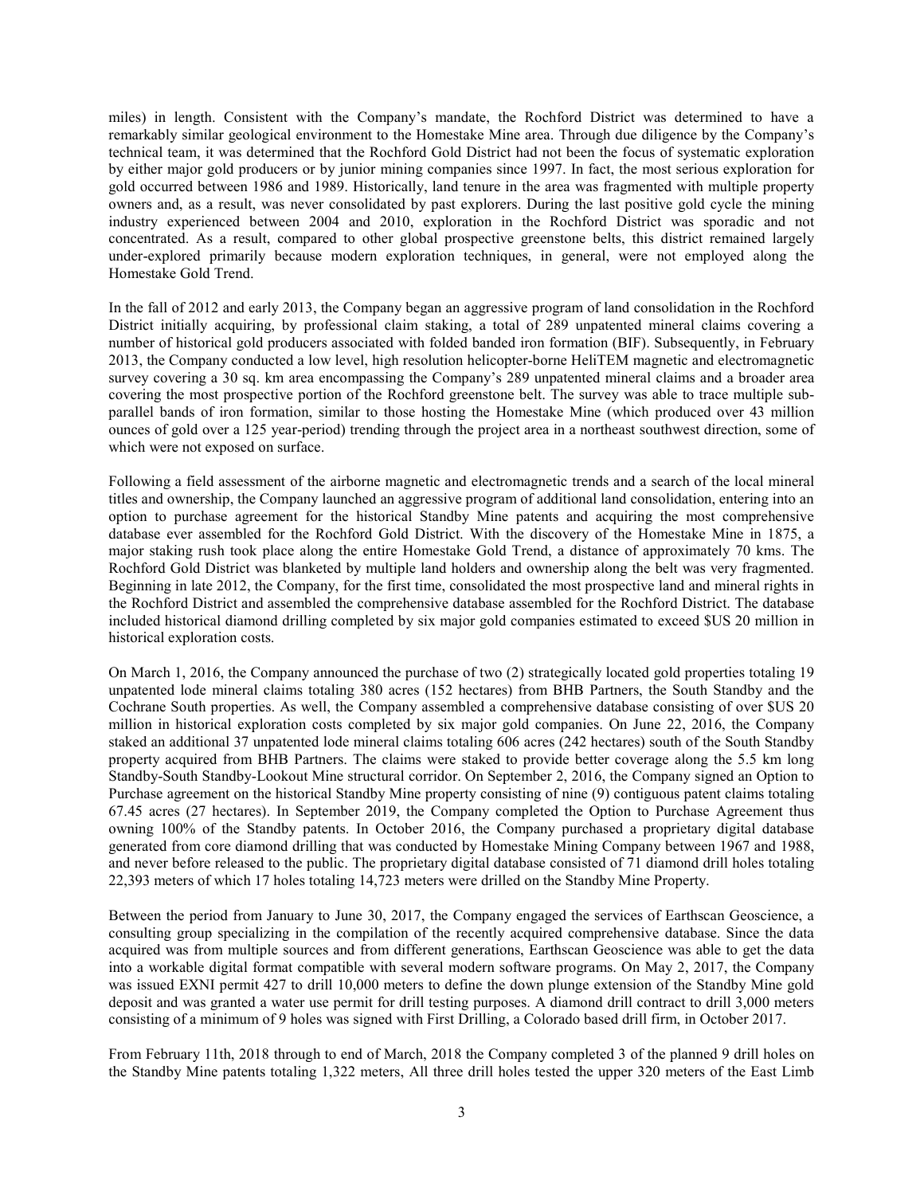miles) in length. Consistent with the Company's mandate, the Rochford District was determined to have a remarkably similar geological environment to the Homestake Mine area. Through due diligence by the Company's technical team, it was determined that the Rochford Gold District had not been the focus of systematic exploration by either major gold producers or by junior mining companies since 1997. In fact, the most serious exploration for gold occurred between 1986 and 1989. Historically, land tenure in the area was fragmented with multiple property owners and, as a result, was never consolidated by past explorers. During the last positive gold cycle the mining industry experienced between 2004 and 2010, exploration in the Rochford District was sporadic and not concentrated. As a result, compared to other global prospective greenstone belts, this district remained largely under-explored primarily because modern exploration techniques, in general, were not employed along the Homestake Gold Trend.

In the fall of 2012 and early 2013, the Company began an aggressive program of land consolidation in the Rochford District initially acquiring, by professional claim staking, a total of 289 unpatented mineral claims covering a number of historical gold producers associated with folded banded iron formation (BIF). Subsequently, in February 2013, the Company conducted a low level, high resolution helicopter-borne HeliTEM magnetic and electromagnetic survey covering a 30 sq. km area encompassing the Company's 289 unpatented mineral claims and a broader area covering the most prospective portion of the Rochford greenstone belt. The survey was able to trace multiple sub-parallel bands of iron formation, similar to those hosting the Homestake Mine (which produced over 43 million ounces of gold over a 125 year-period) trending through the project area in a northeast southwest direction, some of which were not exposed on surface.

Following a field assessment of the airborne magnetic and electromagnetic trends and a search of the local mineral titles and ownership, the Company launched an aggressive program of additional land consolidation, entering into an option to purchase agreement for the historical Standby Mine patents and acquiring the most comprehensive database ever assembled for the Rochford Gold District. With the discovery of the Homestake Mine in 1875, a major staking rush took place along the entire Homestake Gold Trend, a distance of approximately 70 kms. The Rochford Gold District was blanketed by multiple land holders and ownership along the belt was very fragmented. Beginning in late 2012, the Company, for the first time, consolidated the most prospective land and mineral rights in the Rochford District and assembled the comprehensive database assembled for the Rochford District. The database included historical diamond drilling completed by six major gold companies estimated to exceed $US 20 million in historical exploration costs.

On March 1, 2016, the Company announced the purchase of two (2) strategically located gold properties totaling 19 unpatented lode mineral claims totaling 380 acres (152 hectares) from BHB Partners, the South Standby and the Cochrane South properties. As well, the Company assembled a comprehensive database consisting of over $US 20 million in historical exploration costs completed by six major gold companies. On June 22, 2016, the Company staked an additional 37 unpatented lode mineral claims totaling 606 acres (242 hectares) south of the South Standby property acquired from BHB Partners. The claims were staked to provide better coverage along the 5.5 km long Standby-South Standby-Lookout Mine structural corridor. On September 2, 2016, the Company signed an Option to Purchase agreement on the historical Standby Mine property consisting of nine (9) contiguous patent claims totaling 67.45 acres (27 hectares). In September 2019, the Company completed the Option to Purchase Agreement thus owning 100% of the Standby patents. In October 2016, the Company purchased a proprietary digital database generated from core diamond drilling that was conducted by Homestake Mining Company between 1967 and 1988, and never before released to the public. The proprietary digital database consisted of 71 diamond drill holes totaling 22,393 meters of which 17 holes totaling 14,723 meters were drilled on the Standby Mine Property.

Between the period from January to June 30, 2017, the Company engaged the services of Earthscan Geoscience, a consulting group specializing in the compilation of the recently acquired comprehensive database. Since the data acquired was from multiple sources and from different generations, Earthscan Geoscience was able to get the data into a workable digital format compatible with several modern software programs. On May 2, 2017, the Company was issued EXNI permit 427 to drill 10,000 meters to define the down plunge extension of the Standby Mine gold deposit and was granted a water use permit for drill testing purposes. A diamond drill contract to drill 3,000 meters consisting of a minimum of 9 holes was signed with First Drilling, a Colorado based drill firm, in October 2017.

From February 11th, 2018 through to end of March, 2018 the Company completed 3 of the planned 9 drill holes on the Standby Mine patents totaling 1,322 meters, All three drill holes tested the upper 320 meters of the East Limb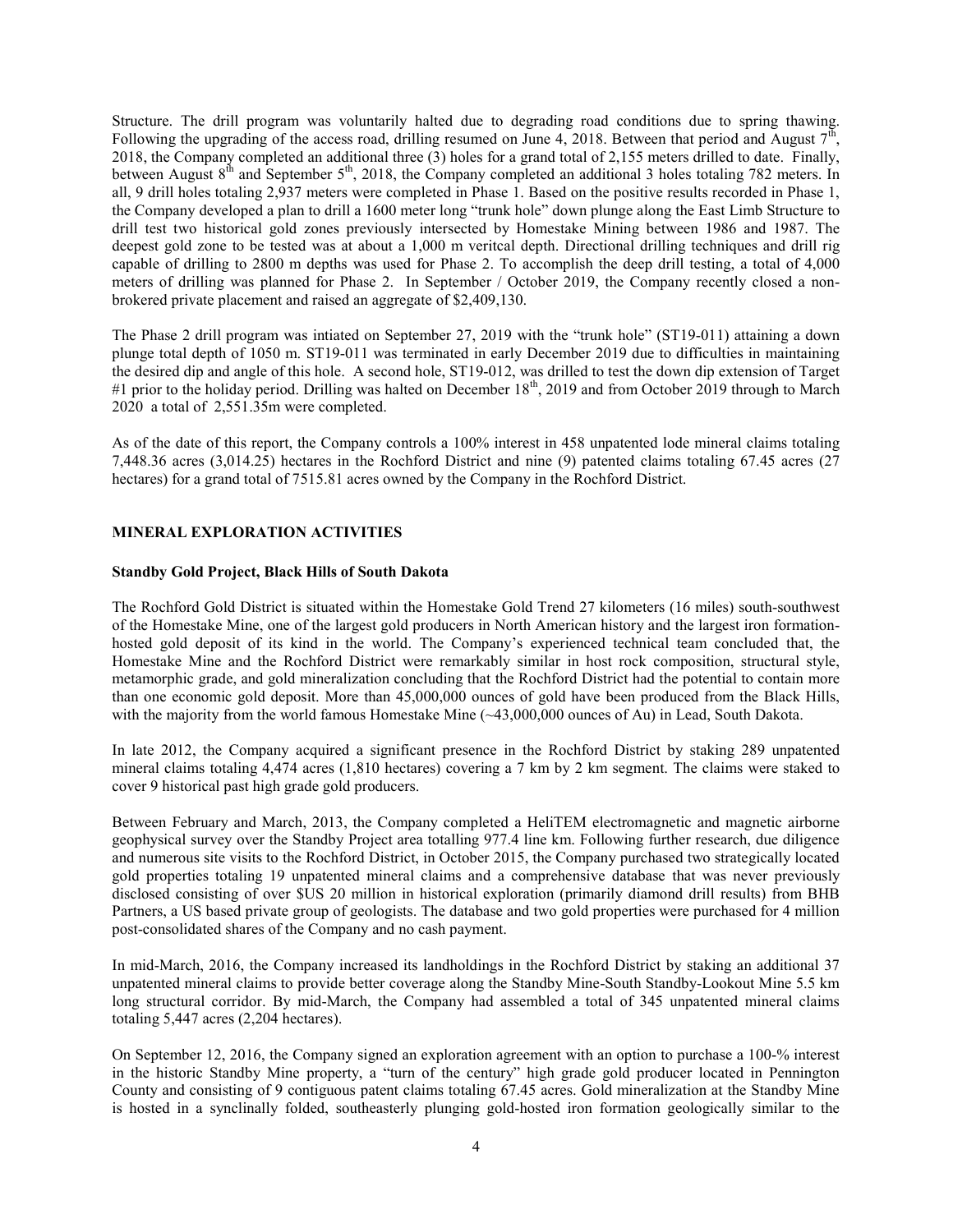Structure. The drill program was voluntarily halted due to degrading road conditions due to spring thawing. Following the upgrading of the access road, drilling resumed on June 4, 2018. Between that period and August 7th, 2018, the Company completed an additional three (3) holes for a grand total of 2,155 meters drilled to date. Finally, between August 8th and September 5th, 2018, the Company completed an additional 3 holes totaling 782 meters. In all, 9 drill holes totaling 2,937 meters were completed in Phase 1. Based on the positive results recorded in Phase 1, the Company developed a plan to drill a 1600 meter long "trunk hole" down plunge along the East Limb Structure to drill test two historical gold zones previously intersected by Homestake Mining between 1986 and 1987. The deepest gold zone to be tested was at about a 1,000 m veritcal depth. Directional drilling techniques and drill rig capable of drilling to 2800 m depths was used for Phase 2. To accomplish the deep drill testing, a total of 4,000 meters of drilling was planned for Phase 2. In September / October 2019, the Company recently closed a non-brokered private placement and raised an aggregate of $2,409,130.

The Phase 2 drill program was intiated on September 27, 2019 with the "trunk hole" (ST19-011) attaining a down plunge total depth of 1050 m. ST19-011 was terminated in early December 2019 due to difficulties in maintaining the desired dip and angle of this hole. A second hole, ST19-012, was drilled to test the down dip extension of Target #1 prior to the holiday period. Drilling was halted on December 18th, 2019 and from October 2019 through to March 2020 a total of 2,551.35m were completed.

As of the date of this report, the Company controls a 100% interest in 458 unpatented lode mineral claims totaling 7,448.36 acres (3,014.25) hectares in the Rochford District and nine (9) patented claims totaling 67.45 acres (27 hectares) for a grand total of 7515.81 acres owned by the Company in the Rochford District.

## MINERAL EXPLORATION ACTIVITIES

### Standby Gold Project, Black Hills of South Dakota

The Rochford Gold District is situated within the Homestake Gold Trend 27 kilometers (16 miles) south-southwest of the Homestake Mine, one of the largest gold producers in North American history and the largest iron formation-hosted gold deposit of its kind in the world. The Company's experienced technical team concluded that, the Homestake Mine and the Rochford District were remarkably similar in host rock composition, structural style, metamorphic grade, and gold mineralization concluding that the Rochford District had the potential to contain more than one economic gold deposit. More than 45,000,000 ounces of gold have been produced from the Black Hills, with the majority from the world famous Homestake Mine (~43,000,000 ounces of Au) in Lead, South Dakota.

In late 2012, the Company acquired a significant presence in the Rochford District by staking 289 unpatented mineral claims totaling 4,474 acres (1,810 hectares) covering a 7 km by 2 km segment. The claims were staked to cover 9 historical past high grade gold producers.

Between February and March, 2013, the Company completed a HeliTEM electromagnetic and magnetic airborne geophysical survey over the Standby Project area totalling 977.4 line km. Following further research, due diligence and numerous site visits to the Rochford District, in October 2015, the Company purchased two strategically located gold properties totaling 19 unpatented mineral claims and a comprehensive database that was never previously disclosed consisting of over $US 20 million in historical exploration (primarily diamond drill results) from BHB Partners, a US based private group of geologists. The database and two gold properties were purchased for 4 million post-consolidated shares of the Company and no cash payment.

In mid-March, 2016, the Company increased its landholdings in the Rochford District by staking an additional 37 unpatented mineral claims to provide better coverage along the Standby Mine-South Standby-Lookout Mine 5.5 km long structural corridor. By mid-March, the Company had assembled a total of 345 unpatented mineral claims totaling 5,447 acres (2,204 hectares).

On September 12, 2016, the Company signed an exploration agreement with an option to purchase a 100-% interest in the historic Standby Mine property, a "turn of the century" high grade gold producer located in Pennington County and consisting of 9 contiguous patent claims totaling 67.45 acres. Gold mineralization at the Standby Mine is hosted in a synclinally folded, southeasterly plunging gold-hosted iron formation geologically similar to the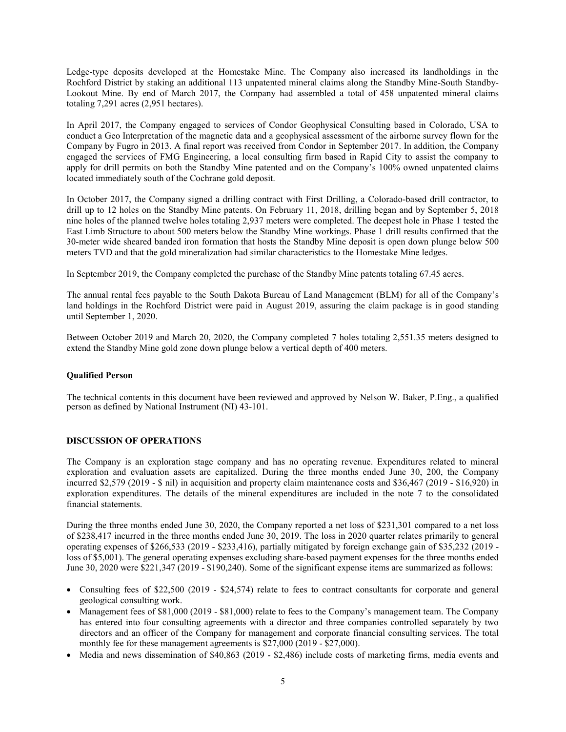Ledge-type deposits developed at the Homestake Mine. The Company also increased its landholdings in the Rochford District by staking an additional 113 unpatented mineral claims along the Standby Mine-South Standby-Lookout Mine. By end of March 2017, the Company had assembled a total of 458 unpatented mineral claims totaling 7,291 acres (2,951 hectares).

In April 2017, the Company engaged to services of Condor Geophysical Consulting based in Colorado, USA to conduct a Geo Interpretation of the magnetic data and a geophysical assessment of the airborne survey flown for the Company by Fugro in 2013. A final report was received from Condor in September 2017. In addition, the Company engaged the services of FMG Engineering, a local consulting firm based in Rapid City to assist the company to apply for drill permits on both the Standby Mine patented and on the Company's 100% owned unpatented claims located immediately south of the Cochrane gold deposit.

In October 2017, the Company signed a drilling contract with First Drilling, a Colorado-based drill contractor, to drill up to 12 holes on the Standby Mine patents. On February 11, 2018, drilling began and by September 5, 2018 nine holes of the planned twelve holes totaling 2,937 meters were completed. The deepest hole in Phase 1 tested the East Limb Structure to about 500 meters below the Standby Mine workings. Phase 1 drill results confirmed that the 30-meter wide sheared banded iron formation that hosts the Standby Mine deposit is open down plunge below 500 meters TVD and that the gold mineralization had similar characteristics to the Homestake Mine ledges.

In September 2019, the Company completed the purchase of the Standby Mine patents totaling 67.45 acres.

The annual rental fees payable to the South Dakota Bureau of Land Management (BLM) for all of the Company's land holdings in the Rochford District were paid in August 2019, assuring the claim package is in good standing until September 1, 2020.

Between October 2019 and March 20, 2020, the Company completed 7 holes totaling 2,551.35 meters designed to extend the Standby Mine gold zone down plunge below a vertical depth of 400 meters.

**Qualified Person**

The technical contents in this document have been reviewed and approved by Nelson W. Baker, P.Eng., a qualified person as defined by National Instrument (NI) 43-101.

**DISCUSSION OF OPERATIONS**

The Company is an exploration stage company and has no operating revenue. Expenditures related to mineral exploration and evaluation assets are capitalized. During the three months ended June 30, 200, the Company incurred $2,579 (2019 - $ nil) in acquisition and property claim maintenance costs and $36,467 (2019 - $16,920) in exploration expenditures. The details of the mineral expenditures are included in the note 7 to the consolidated financial statements.

During the three months ended June 30, 2020, the Company reported a net loss of $231,301 compared to a net loss of $238,417 incurred in the three months ended June 30, 2019. The loss in 2020 quarter relates primarily to general operating expenses of $266,533 (2019 - $233,416), partially mitigated by foreign exchange gain of $35,232 (2019 - loss of $5,001). The general operating expenses excluding share-based payment expenses for the three months ended June 30, 2020 were $221,347 (2019 - $190,240). Some of the significant expense items are summarized as follows:

- Consulting fees of $22,500 (2019 - $24,574) relate to fees to contract consultants for corporate and general geological consulting work.
- Management fees of $81,000 (2019 - $81,000) relate to fees to the Company's management team. The Company has entered into four consulting agreements with a director and three companies controlled separately by two directors and an officer of the Company for management and corporate financial consulting services. The total monthly fee for these management agreements is $27,000 (2019 - $27,000).
- Media and news dissemination of $40,863 (2019 - $2,486) include costs of marketing firms, media events and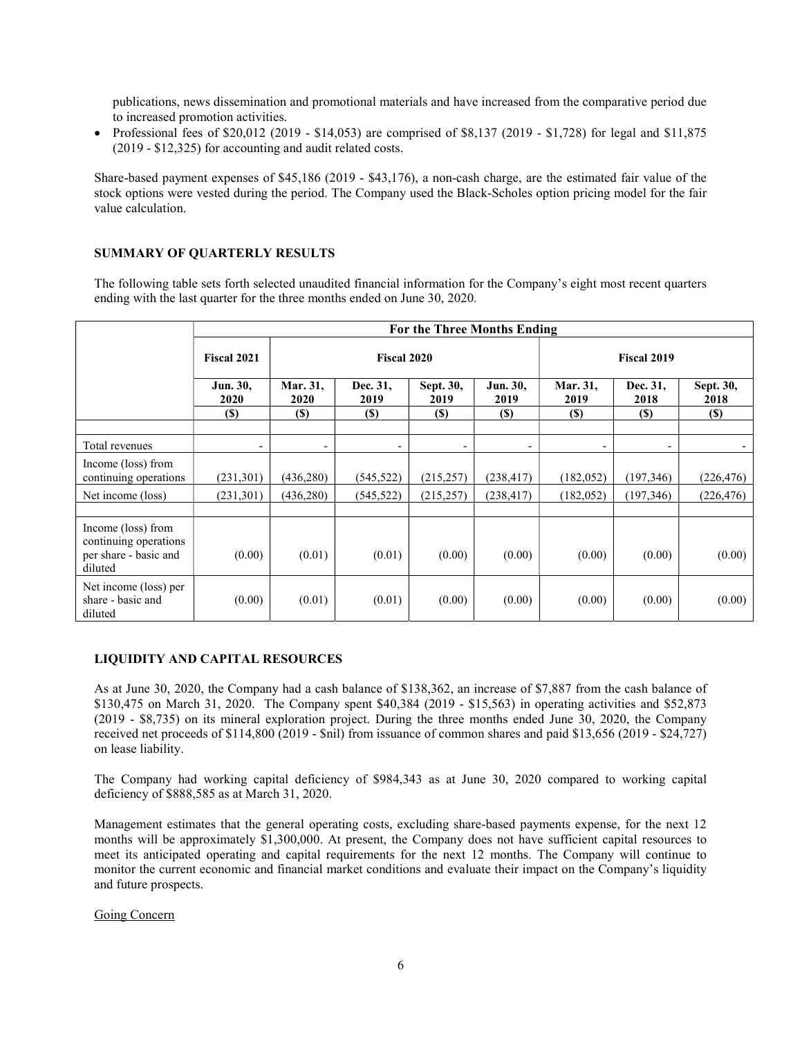publications, news dissemination and promotional materials and have increased from the comparative period due to increased promotion activities.

- Professional fees of $20,012 (2019 - $14,053) are comprised of $8,137 (2019 - $1,728) for legal and $11,875 (2019 - $12,325) for accounting and audit related costs.

Share-based payment expenses of $45,186 (2019 - $43,176), a non-cash charge, are the estimated fair value of the stock options were vested during the period. The Company used the Black-Scholes option pricing model for the fair value calculation.

## SUMMARY OF QUARTERLY RESULTS

The following table sets forth selected unaudited financial information for the Company's eight most recent quarters ending with the last quarter for the three months ended on June 30, 2020.

| | For the Three Months Ending | | | | | | | |
|---|---|---|---|---|---|---|---|---|
| | Fiscal 2021 | Fiscal 2020 | | | | Fiscal 2019 | | |
| | Jun. 30, 2020 | Mar. 31, 2020 | Dec. 31, 2019 | Sept. 30, 2019 | Jun. 30, 2019 | Mar. 31, 2019 | Dec. 31, 2018 | Sept. 30, 2018 |
| | ($) | ($) | ($) | ($) | ($) | ($) | ($) | ($) |
| Total revenues | - | - | - | - | - | - | - | - |
| Income (loss) from continuing operations | (231,301) | (436,280) | (545,522) | (215,257) | (238,417) | (182,052) | (197,346) | (226,476) |
| Net income (loss) | (231,301) | (436,280) | (545,522) | (215,257) | (238,417) | (182,052) | (197,346) | (226,476) |
| Income (loss) from continuing operations per share - basic and diluted | (0.00) | (0.01) | (0.01) | (0.00) | (0.00) | (0.00) | (0.00) | (0.00) |
| Net income (loss) per share - basic and diluted | (0.00) | (0.01) | (0.01) | (0.00) | (0.00) | (0.00) | (0.00) | (0.00) |

## LIQUIDITY AND CAPITAL RESOURCES

As at June 30, 2020, the Company had a cash balance of $138,362, an increase of $7,887 from the cash balance of $130,475 on March 31, 2020. The Company spent $40,384 (2019 - $15,563) in operating activities and $52,873 (2019 - $8,735) on its mineral exploration project. During the three months ended June 30, 2020, the Company received net proceeds of $114,800 (2019 - $nil) from issuance of common shares and paid $13,656 (2019 - $24,727) on lease liability.

The Company had working capital deficiency of $984,343 as at June 30, 2020 compared to working capital deficiency of $888,585 as at March 31, 2020.

Management estimates that the general operating costs, excluding share-based payments expense, for the next 12 months will be approximately $1,300,000. At present, the Company does not have sufficient capital resources to meet its anticipated operating and capital requirements for the next 12 months. The Company will continue to monitor the current economic and financial market conditions and evaluate their impact on the Company's liquidity and future prospects.

Going Concern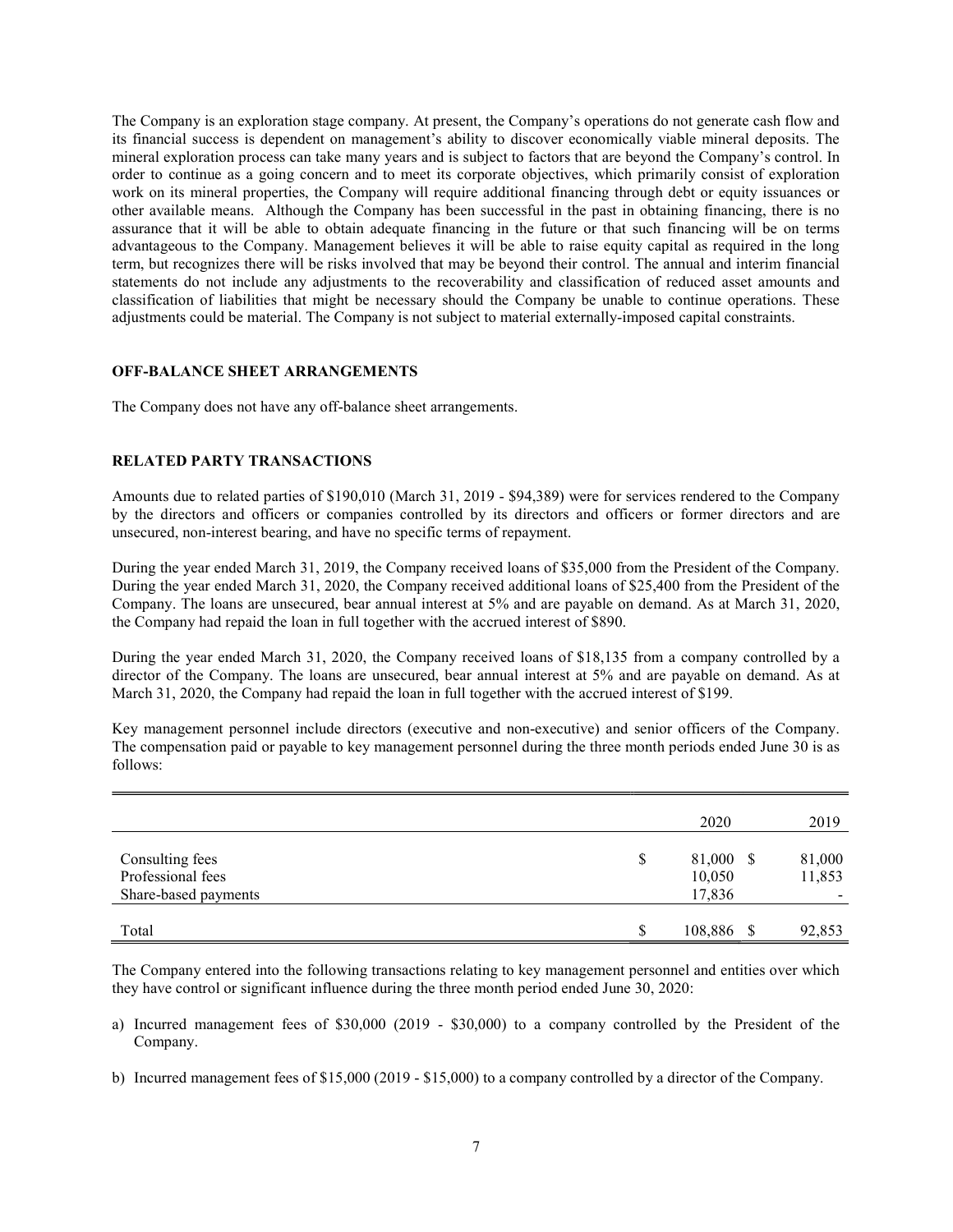The Company is an exploration stage company. At present, the Company's operations do not generate cash flow and its financial success is dependent on management's ability to discover economically viable mineral deposits. The mineral exploration process can take many years and is subject to factors that are beyond the Company's control. In order to continue as a going concern and to meet its corporate objectives, which primarily consist of exploration work on its mineral properties, the Company will require additional financing through debt or equity issuances or other available means. Although the Company has been successful in the past in obtaining financing, there is no assurance that it will be able to obtain adequate financing in the future or that such financing will be on terms advantageous to the Company. Management believes it will be able to raise equity capital as required in the long term, but recognizes there will be risks involved that may be beyond their control. The annual and interim financial statements do not include any adjustments to the recoverability and classification of reduced asset amounts and classification of liabilities that might be necessary should the Company be unable to continue operations. These adjustments could be material. The Company is not subject to material externally-imposed capital constraints.

## OFF-BALANCE SHEET ARRANGEMENTS

The Company does not have any off-balance sheet arrangements.

## RELATED PARTY TRANSACTIONS

Amounts due to related parties of $190,010 (March 31, 2019 - $94,389) were for services rendered to the Company by the directors and officers or companies controlled by its directors and officers or former directors and are unsecured, non-interest bearing, and have no specific terms of repayment.

During the year ended March 31, 2019, the Company received loans of $35,000 from the President of the Company. During the year ended March 31, 2020, the Company received additional loans of $25,400 from the President of the Company. The loans are unsecured, bear annual interest at 5% and are payable on demand. As at March 31, 2020, the Company had repaid the loan in full together with the accrued interest of $890.

During the year ended March 31, 2020, the Company received loans of $18,135 from a company controlled by a director of the Company. The loans are unsecured, bear annual interest at 5% and are payable on demand. As at March 31, 2020, the Company had repaid the loan in full together with the accrued interest of $199.

Key management personnel include directors (executive and non-executive) and senior officers of the Company. The compensation paid or payable to key management personnel during the three month periods ended June 30 is as follows:

| | 2020 | 2019 |
|---|---|---|
| Consulting fees | $ 81,000 | $ 81,000 |
| Professional fees | 10,050 | 11,853 |
| Share-based payments | 17,836 | - |
| Total | $ 108,886 | $ 92,853 |

The Company entered into the following transactions relating to key management personnel and entities over which they have control or significant influence during the three month period ended June 30, 2020:

a) Incurred management fees of $30,000 (2019 - $30,000) to a company controlled by the President of the Company.

b) Incurred management fees of $15,000 (2019 - $15,000) to a company controlled by a director of the Company.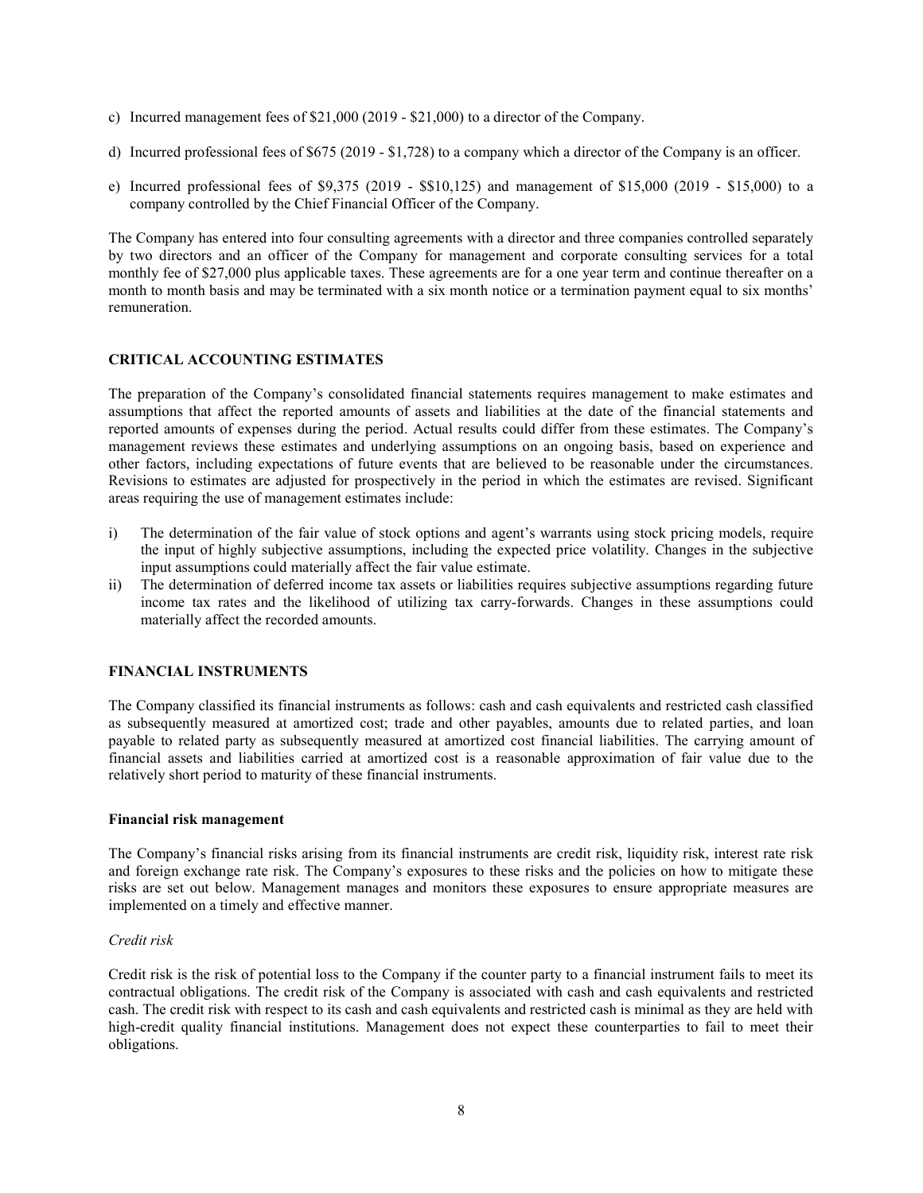c) Incurred management fees of $21,000 (2019 - $21,000) to a director of the Company.

d) Incurred professional fees of $675 (2019 - $1,728) to a company which a director of the Company is an officer.

e) Incurred professional fees of $9,375 (2019 - $$10,125) and management of $15,000 (2019 - $15,000) to a company controlled by the Chief Financial Officer of the Company.

The Company has entered into four consulting agreements with a director and three companies controlled separately by two directors and an officer of the Company for management and corporate consulting services for a total monthly fee of $27,000 plus applicable taxes. These agreements are for a one year term and continue thereafter on a month to month basis and may be terminated with a six month notice or a termination payment equal to six months' remuneration.

## CRITICAL ACCOUNTING ESTIMATES

The preparation of the Company's consolidated financial statements requires management to make estimates and assumptions that affect the reported amounts of assets and liabilities at the date of the financial statements and reported amounts of expenses during the period. Actual results could differ from these estimates. The Company's management reviews these estimates and underlying assumptions on an ongoing basis, based on experience and other factors, including expectations of future events that are believed to be reasonable under the circumstances. Revisions to estimates are adjusted for prospectively in the period in which the estimates are revised. Significant areas requiring the use of management estimates include:

i) The determination of the fair value of stock options and agent's warrants using stock pricing models, require the input of highly subjective assumptions, including the expected price volatility. Changes in the subjective input assumptions could materially affect the fair value estimate.
ii) The determination of deferred income tax assets or liabilities requires subjective assumptions regarding future income tax rates and the likelihood of utilizing tax carry-forwards. Changes in these assumptions could materially affect the recorded amounts.

## FINANCIAL INSTRUMENTS

The Company classified its financial instruments as follows: cash and cash equivalents and restricted cash classified as subsequently measured at amortized cost; trade and other payables, amounts due to related parties, and loan payable to related party as subsequently measured at amortized cost financial liabilities. The carrying amount of financial assets and liabilities carried at amortized cost is a reasonable approximation of fair value due to the relatively short period to maturity of these financial instruments.

### Financial risk management

The Company's financial risks arising from its financial instruments are credit risk, liquidity risk, interest rate risk and foreign exchange rate risk. The Company's exposures to these risks and the policies on how to mitigate these risks are set out below. Management manages and monitors these exposures to ensure appropriate measures are implemented on a timely and effective manner.

*Credit risk*

Credit risk is the risk of potential loss to the Company if the counter party to a financial instrument fails to meet its contractual obligations. The credit risk of the Company is associated with cash and cash equivalents and restricted cash. The credit risk with respect to its cash and cash equivalents and restricted cash is minimal as they are held with high-credit quality financial institutions. Management does not expect these counterparties to fail to meet their obligations.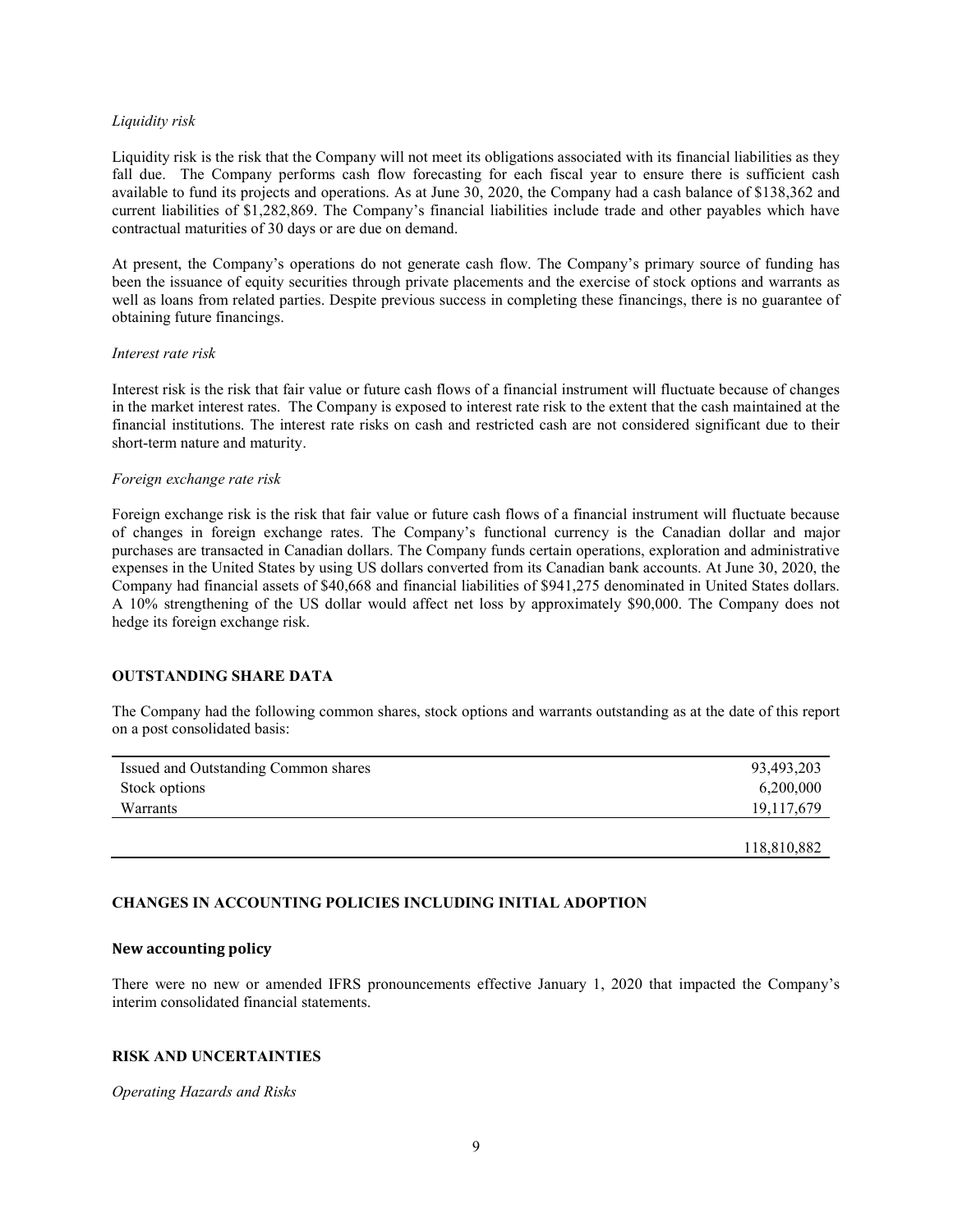*Liquidity risk*

Liquidity risk is the risk that the Company will not meet its obligations associated with its financial liabilities as they fall due. The Company performs cash flow forecasting for each fiscal year to ensure there is sufficient cash available to fund its projects and operations. As at June 30, 2020, the Company had a cash balance of $138,362 and current liabilities of $1,282,869. The Company's financial liabilities include trade and other payables which have contractual maturities of 30 days or are due on demand.

At present, the Company's operations do not generate cash flow. The Company's primary source of funding has been the issuance of equity securities through private placements and the exercise of stock options and warrants as well as loans from related parties. Despite previous success in completing these financings, there is no guarantee of obtaining future financings.

*Interest rate risk*

Interest risk is the risk that fair value or future cash flows of a financial instrument will fluctuate because of changes in the market interest rates. The Company is exposed to interest rate risk to the extent that the cash maintained at the financial institutions. The interest rate risks on cash and restricted cash are not considered significant due to their short-term nature and maturity.

*Foreign exchange rate risk*

Foreign exchange risk is the risk that fair value or future cash flows of a financial instrument will fluctuate because of changes in foreign exchange rates. The Company's functional currency is the Canadian dollar and major purchases are transacted in Canadian dollars. The Company funds certain operations, exploration and administrative expenses in the United States by using US dollars converted from its Canadian bank accounts. At June 30, 2020, the Company had financial assets of $40,668 and financial liabilities of $941,275 denominated in United States dollars. A 10% strengthening of the US dollar would affect net loss by approximately $90,000. The Company does not hedge its foreign exchange risk.

## OUTSTANDING SHARE DATA

The Company had the following common shares, stock options and warrants outstanding as at the date of this report on a post consolidated basis:

| | |
|---|---|
| Issued and Outstanding Common shares | 93,493,203 |
| Stock options | 6,200,000 |
| Warrants | 19,117,679 |
| | 118,810,882 |

## CHANGES IN ACCOUNTING POLICIES INCLUDING INITIAL ADOPTION

### New accounting policy

There were no new or amended IFRS pronouncements effective January 1, 2020 that impacted the Company's interim consolidated financial statements.

## RISK AND UNCERTAINTIES

*Operating Hazards and Risks*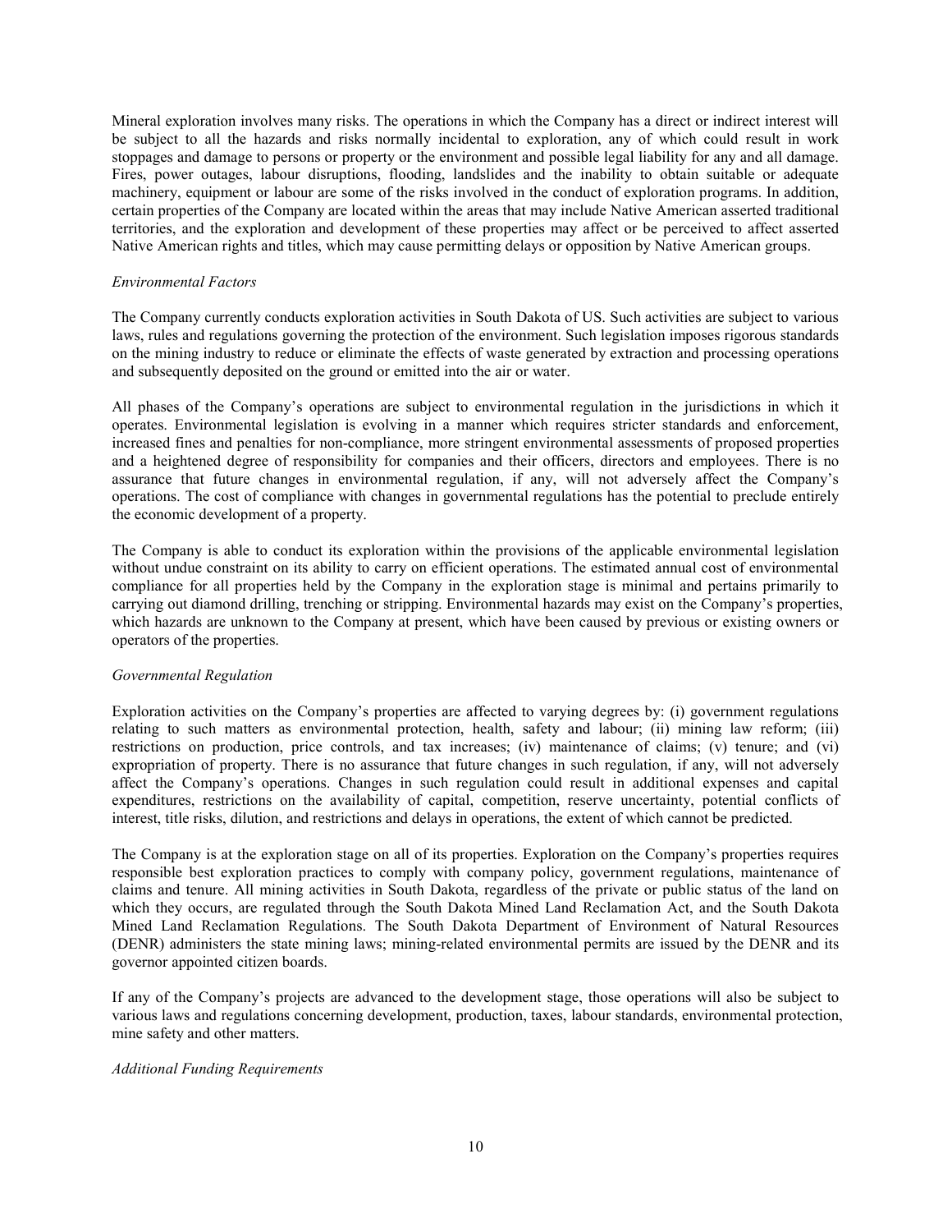Mineral exploration involves many risks. The operations in which the Company has a direct or indirect interest will be subject to all the hazards and risks normally incidental to exploration, any of which could result in work stoppages and damage to persons or property or the environment and possible legal liability for any and all damage. Fires, power outages, labour disruptions, flooding, landslides and the inability to obtain suitable or adequate machinery, equipment or labour are some of the risks involved in the conduct of exploration programs. In addition, certain properties of the Company are located within the areas that may include Native American asserted traditional territories, and the exploration and development of these properties may affect or be perceived to affect asserted Native American rights and titles, which may cause permitting delays or opposition by Native American groups.

*Environmental Factors*

The Company currently conducts exploration activities in South Dakota of US. Such activities are subject to various laws, rules and regulations governing the protection of the environment. Such legislation imposes rigorous standards on the mining industry to reduce or eliminate the effects of waste generated by extraction and processing operations and subsequently deposited on the ground or emitted into the air or water.

All phases of the Company's operations are subject to environmental regulation in the jurisdictions in which it operates. Environmental legislation is evolving in a manner which requires stricter standards and enforcement, increased fines and penalties for non-compliance, more stringent environmental assessments of proposed properties and a heightened degree of responsibility for companies and their officers, directors and employees. There is no assurance that future changes in environmental regulation, if any, will not adversely affect the Company's operations. The cost of compliance with changes in governmental regulations has the potential to preclude entirely the economic development of a property.

The Company is able to conduct its exploration within the provisions of the applicable environmental legislation without undue constraint on its ability to carry on efficient operations. The estimated annual cost of environmental compliance for all properties held by the Company in the exploration stage is minimal and pertains primarily to carrying out diamond drilling, trenching or stripping. Environmental hazards may exist on the Company's properties, which hazards are unknown to the Company at present, which have been caused by previous or existing owners or operators of the properties.

*Governmental Regulation*

Exploration activities on the Company's properties are affected to varying degrees by: (i) government regulations relating to such matters as environmental protection, health, safety and labour; (ii) mining law reform; (iii) restrictions on production, price controls, and tax increases; (iv) maintenance of claims; (v) tenure; and (vi) expropriation of property. There is no assurance that future changes in such regulation, if any, will not adversely affect the Company's operations. Changes in such regulation could result in additional expenses and capital expenditures, restrictions on the availability of capital, competition, reserve uncertainty, potential conflicts of interest, title risks, dilution, and restrictions and delays in operations, the extent of which cannot be predicted.

The Company is at the exploration stage on all of its properties. Exploration on the Company's properties requires responsible best exploration practices to comply with company policy, government regulations, maintenance of claims and tenure. All mining activities in South Dakota, regardless of the private or public status of the land on which they occurs, are regulated through the South Dakota Mined Land Reclamation Act, and the South Dakota Mined Land Reclamation Regulations. The South Dakota Department of Environment of Natural Resources (DENR) administers the state mining laws; mining-related environmental permits are issued by the DENR and its governor appointed citizen boards.

If any of the Company's projects are advanced to the development stage, those operations will also be subject to various laws and regulations concerning development, production, taxes, labour standards, environmental protection, mine safety and other matters.

*Additional Funding Requirements*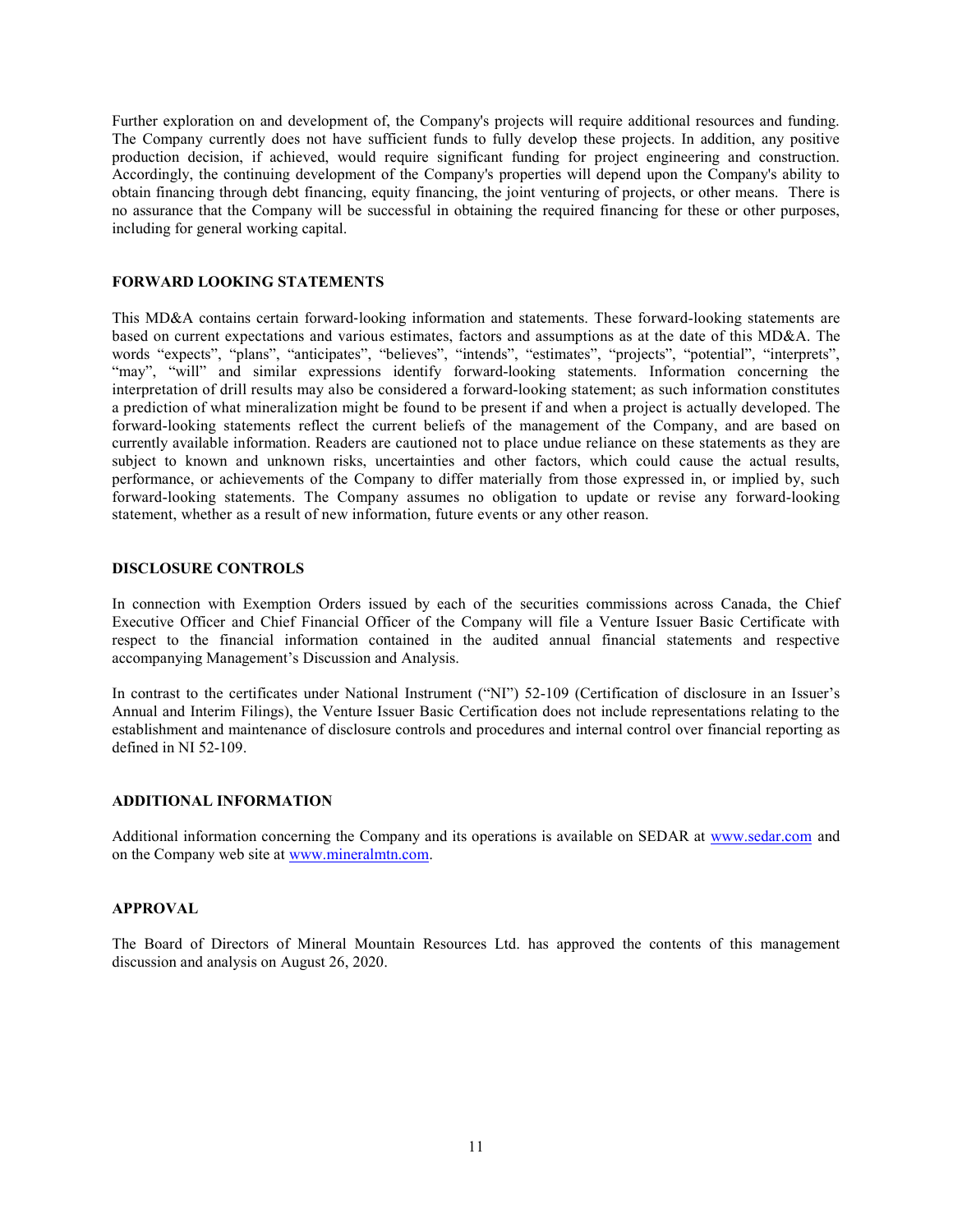Further exploration on and development of, the Company's projects will require additional resources and funding. The Company currently does not have sufficient funds to fully develop these projects. In addition, any positive production decision, if achieved, would require significant funding for project engineering and construction. Accordingly, the continuing development of the Company's properties will depend upon the Company's ability to obtain financing through debt financing, equity financing, the joint venturing of projects, or other means. There is no assurance that the Company will be successful in obtaining the required financing for these or other purposes, including for general working capital.

## FORWARD LOOKING STATEMENTS

This MD&A contains certain forward-looking information and statements. These forward-looking statements are based on current expectations and various estimates, factors and assumptions as at the date of this MD&A. The words "expects", "plans", "anticipates", "believes", "intends", "estimates", "projects", "potential", "interprets", "may", "will" and similar expressions identify forward-looking statements. Information concerning the interpretation of drill results may also be considered a forward-looking statement; as such information constitutes a prediction of what mineralization might be found to be present if and when a project is actually developed. The forward-looking statements reflect the current beliefs of the management of the Company, and are based on currently available information. Readers are cautioned not to place undue reliance on these statements as they are subject to known and unknown risks, uncertainties and other factors, which could cause the actual results, performance, or achievements of the Company to differ materially from those expressed in, or implied by, such forward-looking statements. The Company assumes no obligation to update or revise any forward-looking statement, whether as a result of new information, future events or any other reason.

## DISCLOSURE CONTROLS

In connection with Exemption Orders issued by each of the securities commissions across Canada, the Chief Executive Officer and Chief Financial Officer of the Company will file a Venture Issuer Basic Certificate with respect to the financial information contained in the audited annual financial statements and respective accompanying Management's Discussion and Analysis.

In contrast to the certificates under National Instrument ("NI") 52-109 (Certification of disclosure in an Issuer's Annual and Interim Filings), the Venture Issuer Basic Certification does not include representations relating to the establishment and maintenance of disclosure controls and procedures and internal control over financial reporting as defined in NI 52-109.

## ADDITIONAL INFORMATION

Additional information concerning the Company and its operations is available on SEDAR at www.sedar.com and on the Company web site at www.mineralmtn.com.

## APPROVAL

The Board of Directors of Mineral Mountain Resources Ltd. has approved the contents of this management discussion and analysis on August 26, 2020.